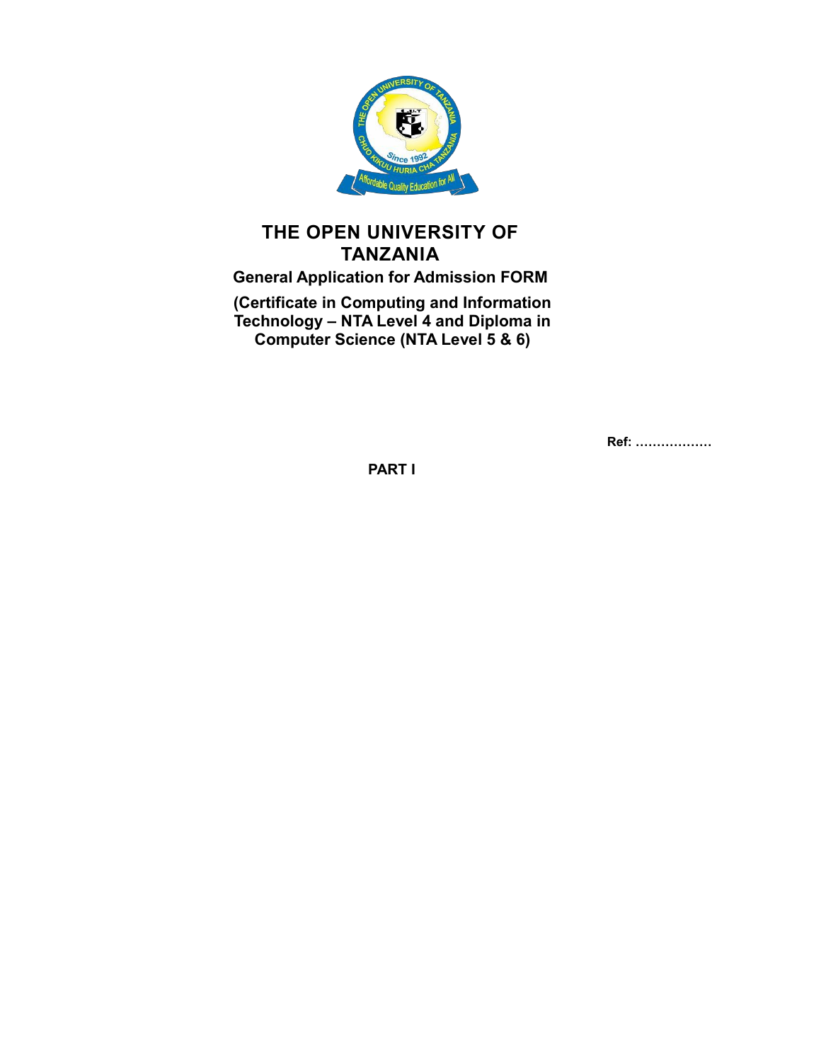# THE OPEN UNIVERSITY OF TANZANIA

**General Application for Admission FORM**

**(Certificate in Computing and Information Technology – NTA Level 4 and Diploma in Computer Science (NTA Level 5 & 6)**

**Ref: ………………**

**PART I**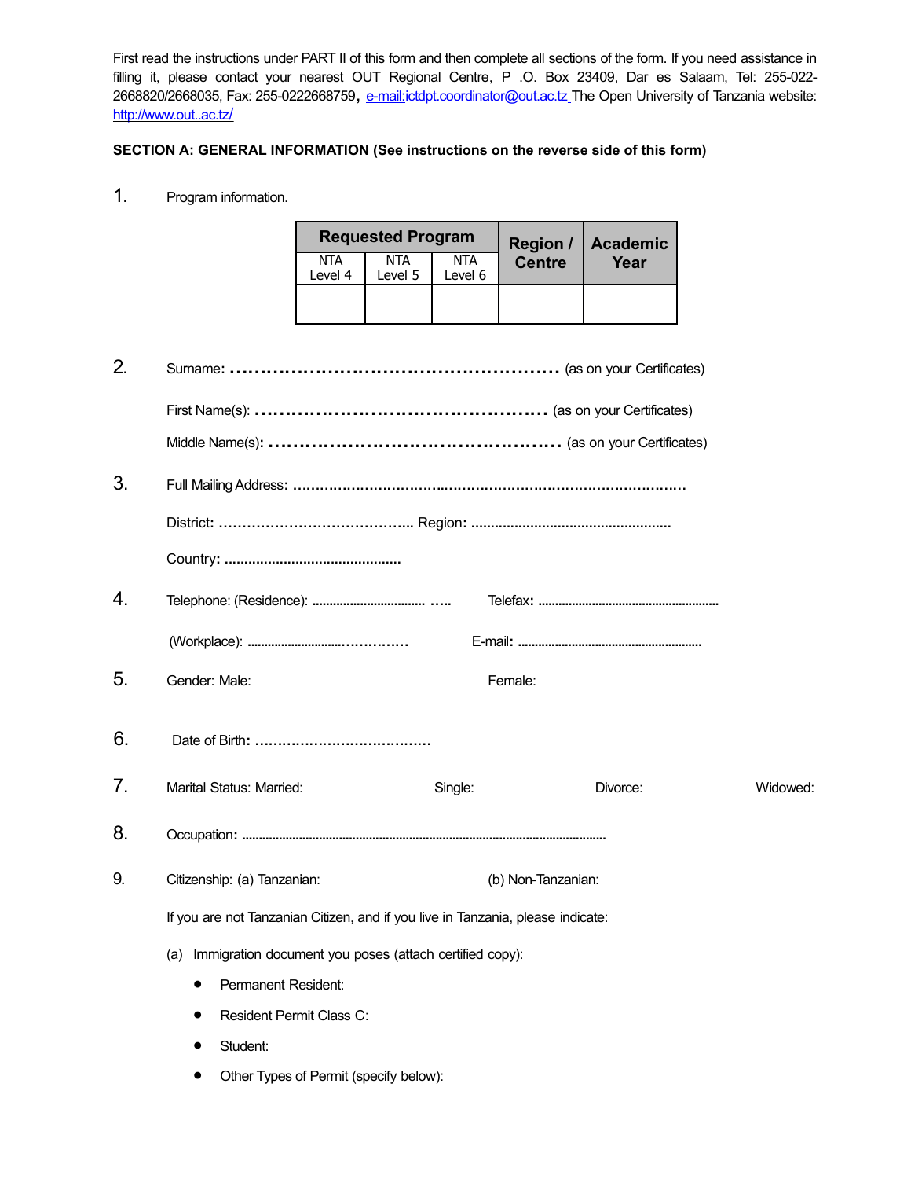First read the instructions under PART II of this form and then complete all sections of the form. If you need assistance in filling it, please contact your nearest OUT Regional Centre, P .O. Box 23409, Dar es Salaam, Tel: 255-022-2668820/2668035, Fax: 255-0222668759, e-mail:ictdpt.coordinator@out.ac.tz The Open University of Tanzania website: http://www.out..ac.tz/

**SECTION A: GENERAL INFORMATION (See instructions on the reverse side of this form)**

1. Program information.

| Requested Program | | | Region / Centre | Academic Year |
|---|---|---|---|---|
| NTA Level 4 | NTA Level 5 | NTA Level 6 | | |
| | | | | |

2. Surname: ...................................................... (as on your Certificates)

   First Name(s): ................................................ (as on your Certificates)

   Middle Name(s): ............................................. (as on your Certificates)

3. Full Mailing Address: ......................................................................................

   District: ........................................ Region: ...................................................

   Country: .............................................

4. Telephone: (Residence): ................................ ….. Telefax: .....................................................

   (Workplace): ............................…………. E-mail: ......................................................

5. Gender: Male: Female:

6. Date of Birth: ......................................

7. Marital Status: Married: Single: Divorce: Widowed:

8. Occupation: ..........................................................................................................

9. Citizenship: (a) Tanzanian: (b) Non-Tanzanian:

   If you are not Tanzanian Citizen, and if you live in Tanzania, please indicate:

   (a) Immigration document you poses (attach certified copy):

   - Permanent Resident:
   - Resident Permit Class C:
   - Student:
   - Other Types of Permit (specify below):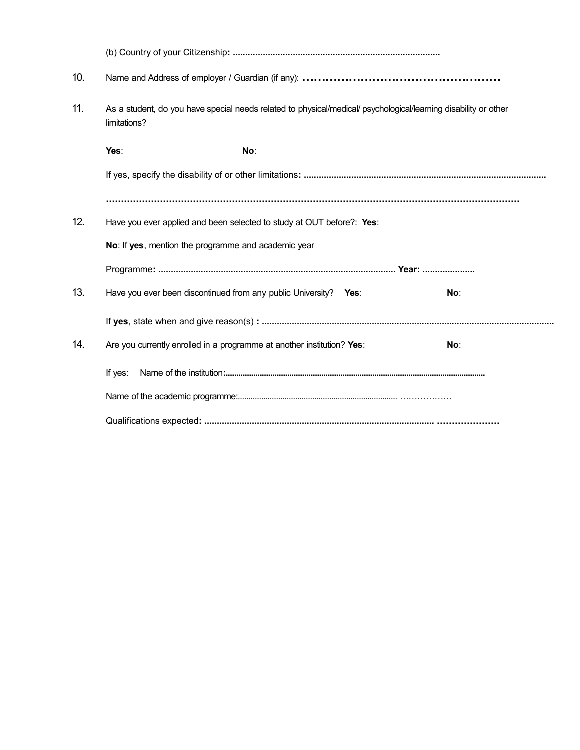(b) Country of your Citizenship**: ...................................................................................**

10. Name and Address of employer / Guardian (if any): **……………………………………………**

11. As a student, do you have special needs related to physical/medical/ psychological/learning disability or other limitations?

    **Yes**: **No**:

    If yes, specify the disability of or other limitations**: ................................................................................................**

    **……………………………………………………………………………………………………………………**

12. Have you ever applied and been selected to study at OUT before?: **Yes**:

    **No**: If **yes**, mention the programme and academic year

    Programme**: ............................................................................................... Year: ....................**

13. Have you ever been discontinued from any public University? **Yes**: **No**:

    If **yes**, state when and give reason(s) **: ....................................................................................................................**

14. Are you currently enrolled in a programme at another institution? **Yes**: **No**:

    If yes: Name of the institution**:........................................................................................................................**

    Name of the academic programme:........................................................................... ………………

    Qualifications expected**: ........................................................................................... …………………**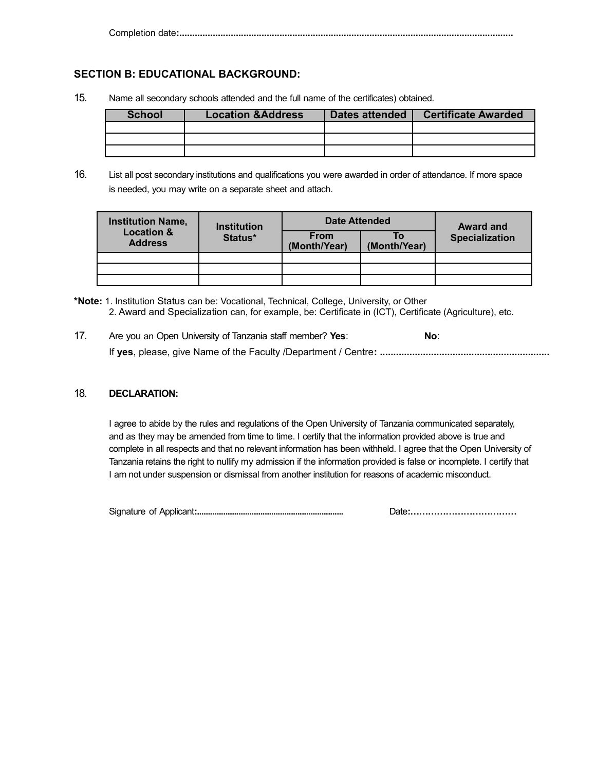Completion date:...............................................................................................................................

## SECTION B: EDUCATIONAL BACKGROUND:

15. Name all secondary schools attended and the full name of the certificates) obtained.

| School | Location &Address | Dates attended | Certificate Awarded |
|---|---|---|---|
| | | | |
| | | | |
| | | | |

16. List all post secondary institutions and qualifications you were awarded in order of attendance. If more space is needed, you may write on a separate sheet and attach.

| Institution Name, Location & Address | Institution Status* | Date Attended | | Award and Specialization |
|---|---|---|---|---|
| | | From (Month/Year) | To (Month/Year) | |
| | | | | |
| | | | | |
| | | | | |

**\*Note:** 1. Institution Status can be: Vocational, Technical, College, University, or Other
2. Award and Specialization can, for example, be: Certificate in (ICT), Certificate (Agriculture), etc.

17. Are you an Open University of Tanzania staff member? **Yes**: **No**:
If **yes**, please, give Name of the Faculty /Department / Centre: ..............................................................

18. **DECLARATION:**

I agree to abide by the rules and regulations of the Open University of Tanzania communicated separately, and as they may be amended from time to time. I certify that the information provided above is true and complete in all respects and that no relevant information has been withheld. I agree that the Open University of Tanzania retains the right to nullify my admission if the information provided is false or incomplete. I certify that I am not under suspension or dismissal from another institution for reasons of academic misconduct.

Signature of Applicant:.................................................................. Date:………………………………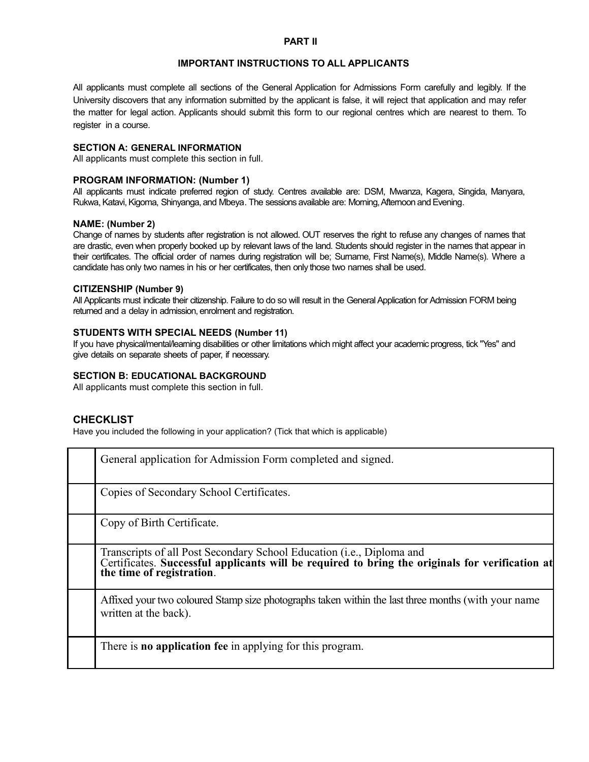## PART II

### IMPORTANT INSTRUCTIONS TO ALL APPLICANTS

All applicants must complete all sections of the General Application for Admissions Form carefully and legibly. If the University discovers that any information submitted by the applicant is false, it will reject that application and may refer the matter for legal action. Applicants should submit this form to our regional centres which are nearest to them. To register in a course.

**SECTION A: GENERAL INFORMATION**
All applicants must complete this section in full.

**PROGRAM INFORMATION: (Number 1)**
All applicants must indicate preferred region of study. Centres available are: DSM, Mwanza, Kagera, Singida, Manyara, Rukwa, Katavi, Kigoma, Shinyanga, and Mbeya. The sessions available are: Morning, Afternoon and Evening.

**NAME: (Number 2)**
Change of names by students after registration is not allowed. OUT reserves the right to refuse any changes of names that are drastic, even when properly booked up by relevant laws of the land. Students should register in the names that appear in their certificates. The official order of names during registration will be; Surname, First Name(s), Middle Name(s). Where a candidate has only two names in his or her certificates, then only those two names shall be used.

**CITIZENSHIP (Number 9)**
All Applicants must indicate their citizenship. Failure to do so will result in the General Application for Admission FORM being returned and a delay in admission, enrolment and registration.

**STUDENTS WITH SPECIAL NEEDS (Number 11)**
If you have physical/mental/learning disabilities or other limitations which might affect your academic progress, tick "Yes" and give details on separate sheets of paper, if necessary.

**SECTION B: EDUCATIONAL BACKGROUND**
All applicants must complete this section in full.

### CHECKLIST

Have you included the following in your application? (Tick that which is applicable)

| | |
|---|---|
| | General application for Admission Form completed and signed. |
| | Copies of Secondary School Certificates. |
| | Copy of Birth Certificate. |
| | Transcripts of all Post Secondary School Education (i.e., Diploma and Certificates. **Successful applicants will be required to bring the originals for verification at the time of registration**. |
| | Affixed your two coloured Stamp size photographs taken within the last three months (with your name written at the back). |
| | There is **no application fee** in applying for this program. |